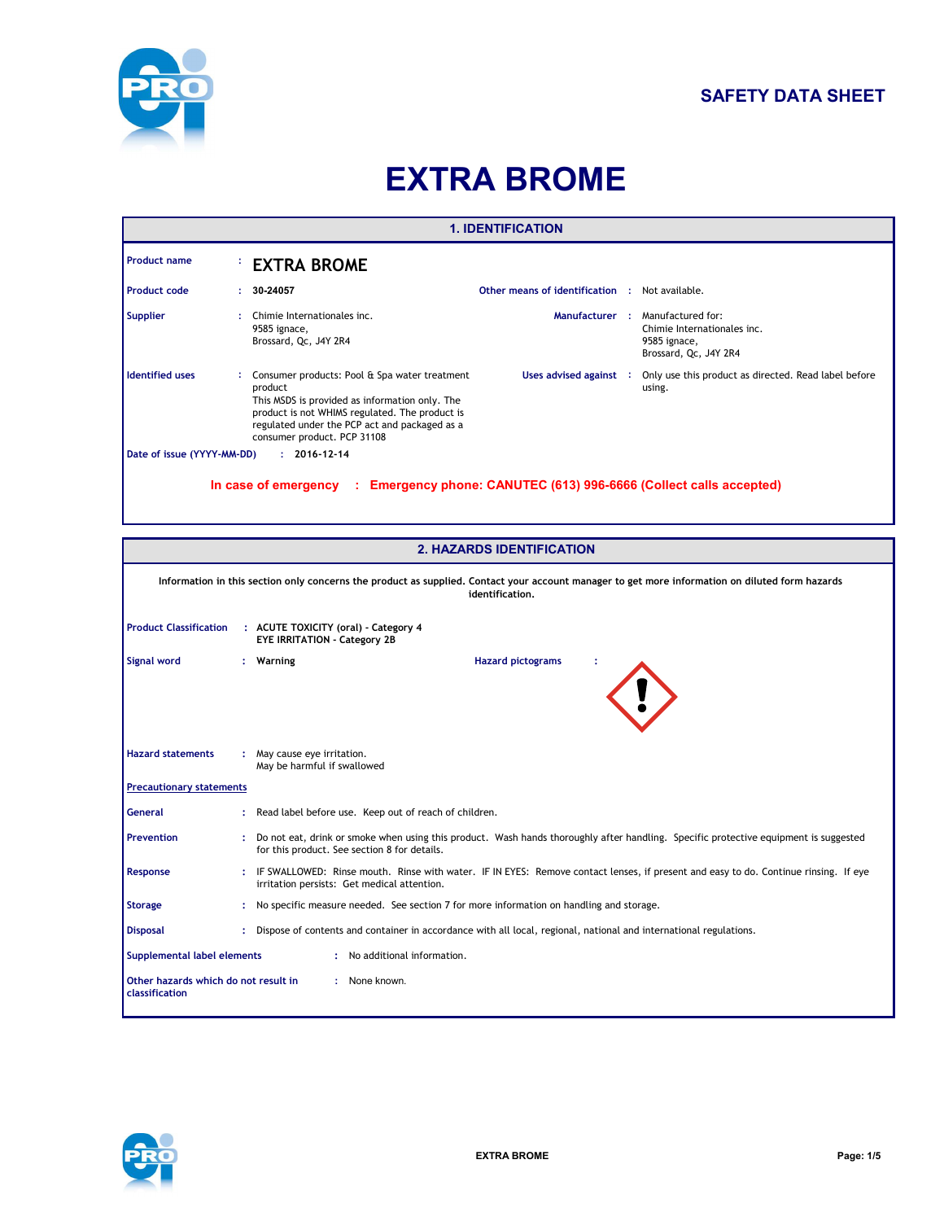SAFETY DATA SHEET

# EXTRA BROME

## 1. IDENTIFICATION

**Product name** : **EXTRA BROME**

**Product code** : **30-24057**

**Other means of identification** : Not available.

**Supplier** : Chimie Internationales inc.
9585 ignace,
Brossard, Qc, J4Y 2R4

**Manufacturer** : Manufactured for:
Chimie Internationales inc.
9585 ignace,
Brossard, Qc, J4Y 2R4

**Identified uses** : Consumer products: Pool & Spa water treatment product
This MSDS is provided as information only. The product is not WHIMS regulated. The product is regulated under the PCP act and packaged as a consumer product. PCP 31108

**Uses advised against** : Only use this product as directed. Read label before using.

**Date of issue (YYYY-MM-DD)** : **2016-12-14**

**In case of emergency : Emergency phone: CANUTEC (613) 996-6666 (Collect calls accepted)**

## 2. HAZARDS IDENTIFICATION

**Information in this section only concerns the product as supplied. Contact your account manager to get more information on diluted form hazards identification.**

**Product Classification** : **ACUTE TOXICITY (oral) - Category 4**
**EYE IRRITATION - Category 2B**

**Signal word** : **Warning**

**Hazard pictograms** :

**Hazard statements** : May cause eye irritation.
May be harmful if swallowed

**Precautionary statements**

**General** : Read label before use. Keep out of reach of children.

**Prevention** : Do not eat, drink or smoke when using this product. Wash hands thoroughly after handling. Specific protective equipment is suggested for this product. See section 8 for details.

**Response** : IF SWALLOWED: Rinse mouth. Rinse with water. IF IN EYES: Remove contact lenses, if present and easy to do. Continue rinsing. If eye irritation persists: Get medical attention.

**Storage** : No specific measure needed. See section 7 for more information on handling and storage.

**Disposal** : Dispose of contents and container in accordance with all local, regional, national and international regulations.

**Supplemental label elements** : No additional information.

**Other hazards which do not result in classification** : None known.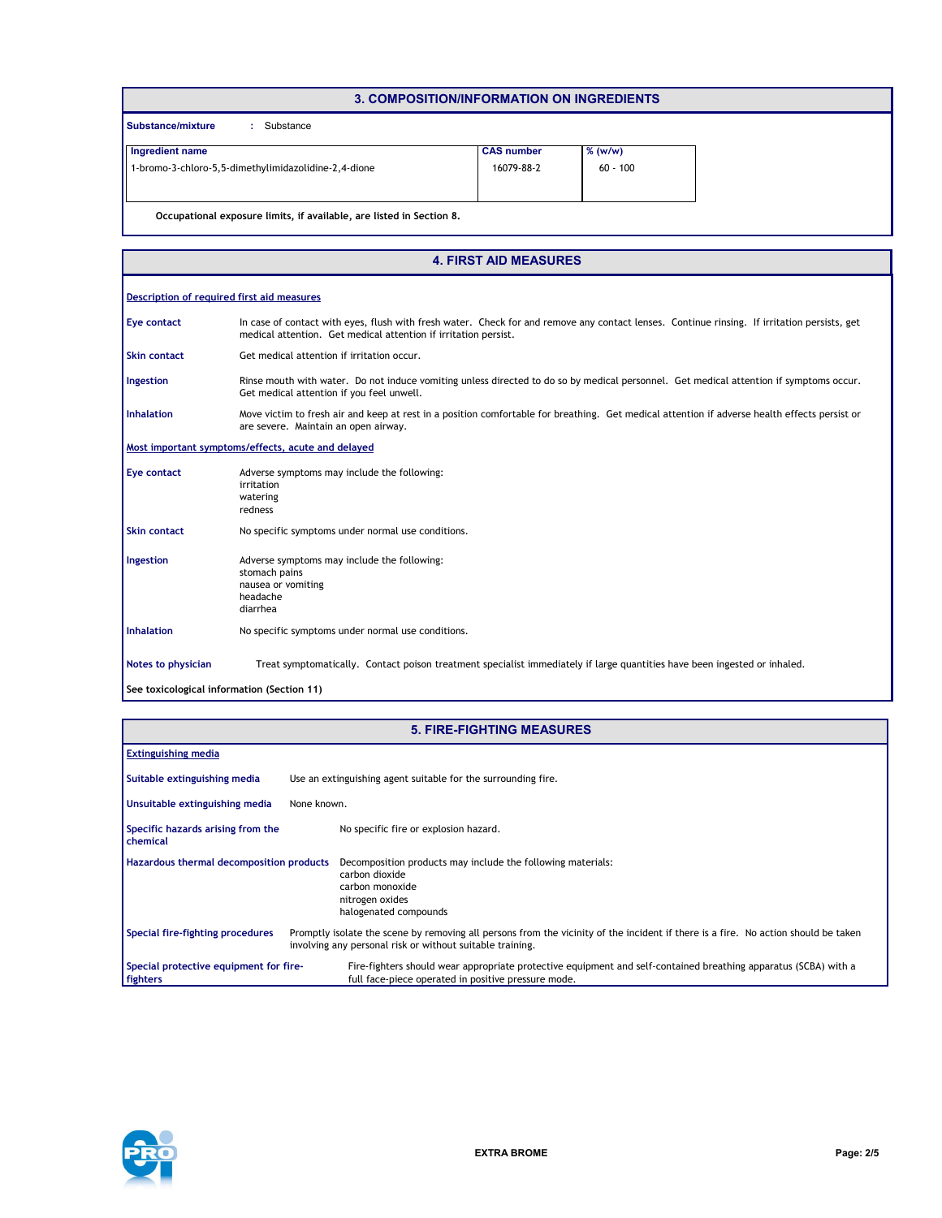## 3. COMPOSITION/INFORMATION ON INGREDIENTS

**Substance/mixture** : Substance

| Ingredient name | CAS number | % (w/w) |
|---|---|---|
| 1-bromo-3-chloro-5,5-dimethylimidazolidine-2,4-dione | 16079-88-2 | 60 - 100 |

**Occupational exposure limits, if available, are listed in Section 8.**

## 4. FIRST AID MEASURES

**Description of required first aid measures**

**Eye contact** In case of contact with eyes, flush with fresh water. Check for and remove any contact lenses. Continue rinsing. If irritation persists, get medical attention. Get medical attention if irritation persist.

**Skin contact** Get medical attention if irritation occur.

**Ingestion** Rinse mouth with water. Do not induce vomiting unless directed to do so by medical personnel. Get medical attention if symptoms occur. Get medical attention if you feel unwell.

**Inhalation** Move victim to fresh air and keep at rest in a position comfortable for breathing. Get medical attention if adverse health effects persist or are severe. Maintain an open airway.

**Most important symptoms/effects, acute and delayed**

**Eye contact** Adverse symptoms may include the following:
irritation
watering
redness

**Skin contact** No specific symptoms under normal use conditions.

**Ingestion** Adverse symptoms may include the following:
stomach pains
nausea or vomiting
headache
diarrhea

**Inhalation** No specific symptoms under normal use conditions.

**Notes to physician** Treat symptomatically. Contact poison treatment specialist immediately if large quantities have been ingested or inhaled.

**See toxicological information (Section 11)**

## 5. FIRE-FIGHTING MEASURES

**Extinguishing media**

**Suitable extinguishing media** Use an extinguishing agent suitable for the surrounding fire.

**Unsuitable extinguishing media** None known.

**Specific hazards arising from the chemical** No specific fire or explosion hazard.

**Hazardous thermal decomposition products** Decomposition products may include the following materials:
carbon dioxide
carbon monoxide
nitrogen oxides
halogenated compounds

**Special fire-fighting procedures** Promptly isolate the scene by removing all persons from the vicinity of the incident if there is a fire. No action should be taken involving any personal risk or without suitable training.

**Special protective equipment for fire-fighters** Fire-fighters should wear appropriate protective equipment and self-contained breathing apparatus (SCBA) with a full face-piece operated in positive pressure mode.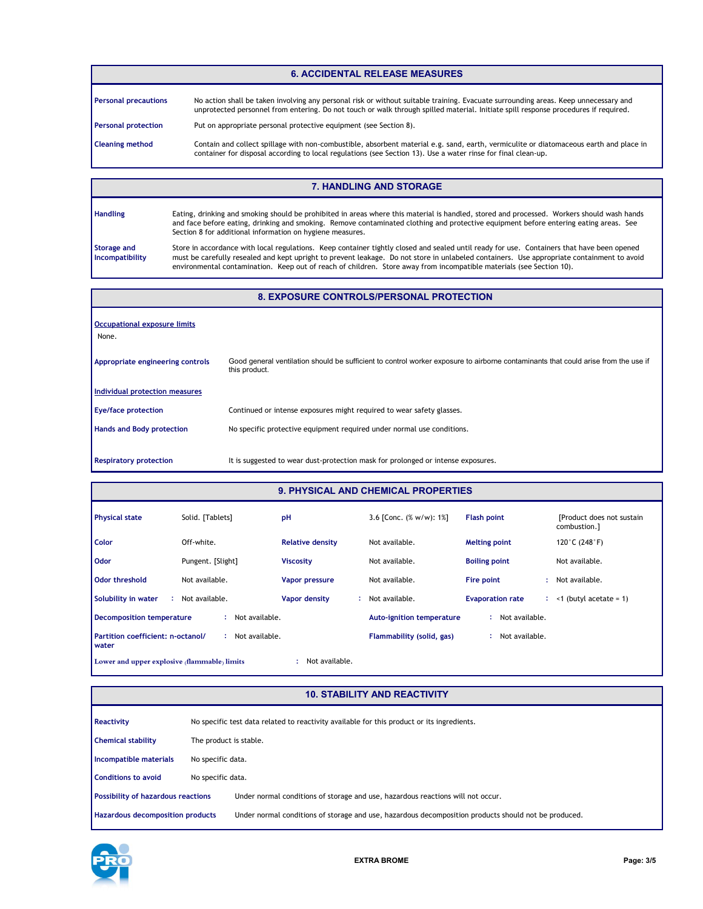## 6. ACCIDENTAL RELEASE MEASURES

**Personal precautions**
No action shall be taken involving any personal risk or without suitable training. Evacuate surrounding areas. Keep unnecessary and unprotected personnel from entering. Do not touch or walk through spilled material. Initiate spill response procedures if required.

**Personal protection**
Put on appropriate personal protective equipment (see Section 8).

**Cleaning method**
Contain and collect spillage with non-combustible, absorbent material e.g. sand, earth, vermiculite or diatomaceous earth and place in container for disposal according to local regulations (see Section 13). Use a water rinse for final clean-up.

## 7. HANDLING AND STORAGE

**Handling**
Eating, drinking and smoking should be prohibited in areas where this material is handled, stored and processed. Workers should wash hands and face before eating, drinking and smoking. Remove contaminated clothing and protective equipment before entering eating areas. See Section 8 for additional information on hygiene measures.

**Storage and Incompatibility**
Store in accordance with local regulations. Keep container tightly closed and sealed until ready for use. Containers that have been opened must be carefully resealed and kept upright to prevent leakage. Do not store in unlabeled containers. Use appropriate containment to avoid environmental contamination. Keep out of reach of children. Store away from incompatible materials (see Section 10).

## 8. EXPOSURE CONTROLS/PERSONAL PROTECTION

**Occupational exposure limits**
None.

**Appropriate engineering controls**
Good general ventilation should be sufficient to control worker exposure to airborne contaminants that could arise from the use if this product.

**Individual protection measures**

**Eye/face protection**
Continued or intense exposures might required to wear safety glasses.

**Hands and Body protection**
No specific protective equipment required under normal use conditions.

**Respiratory protection**
It is suggested to wear dust-protection mask for prolonged or intense exposures.

## 9. PHYSICAL AND CHEMICAL PROPERTIES

| Property | Value | Property | Value | Property | Value |
|---|---|---|---|---|---|
| **Physical state** | Solid. [Tablets] | **pH** | 3.6 [Conc. (% w/w): 1%] | **Flash point** | [Product does not sustain combustion.] |
| **Color** | Off-white. | **Relative density** | Not available. | **Melting point** | 120°C (248°F) |
| **Odor** | Pungent. [Slight] | **Viscosity** | Not available. | **Boiling point** | Not available. |
| **Odor threshold** | Not available. | **Vapor pressure** | Not available. | **Fire point** | Not available. |
| **Solubility in water** | Not available. | **Vapor density** | Not available. | **Evaporation rate** | <1 (butyl acetate = 1) |

**Decomposition temperature** : Not available.
**Auto-ignition temperature** : Not available.
**Partition coefficient: n-octanol/water** : Not available.
**Flammability (solid, gas)** : Not available.
**Lower and upper explosive (flammable) limits** : Not available.

## 10. STABILITY AND REACTIVITY

**Reactivity**
No specific test data related to reactivity available for this product or its ingredients.

**Chemical stability**
The product is stable.

**Incompatible materials**
No specific data.

**Conditions to avoid**
No specific data.

**Possibility of hazardous reactions**
Under normal conditions of storage and use, hazardous reactions will not occur.

**Hazardous decomposition products**
Under normal conditions of storage and use, hazardous decomposition products should not be produced.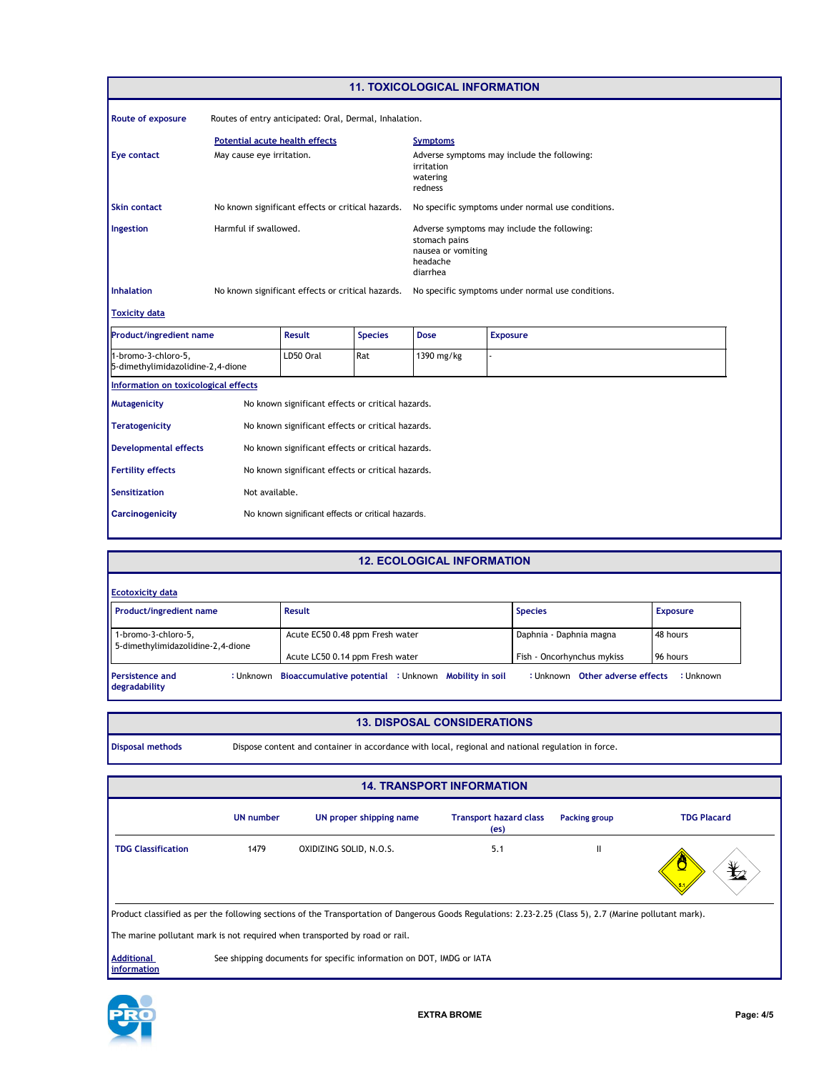## 11. TOXICOLOGICAL INFORMATION

**Route of exposure** Routes of entry anticipated: Oral, Dermal, Inhalation.

| | Potential acute health effects | Symptoms |
|---|---|---|
| **Eye contact** | May cause eye irritation. | Adverse symptoms may include the following: irritation watering redness |
| **Skin contact** | No known significant effects or critical hazards. | No specific symptoms under normal use conditions. |
| **Ingestion** | Harmful if swallowed. | Adverse symptoms may include the following: stomach pains nausea or vomiting headache diarrhea |
| **Inhalation** | No known significant effects or critical hazards. | No specific symptoms under normal use conditions. |

**Toxicity data**

| Product/ingredient name | Result | Species | Dose | Exposure |
|---|---|---|---|---|
| 1-bromo-3-chloro-5, 5-dimethylimidazolidine-2,4-dione | LD50 Oral | Rat | 1390 mg/kg | - |

**Information on toxicological effects**

**Mutagenicity** No known significant effects or critical hazards.

**Teratogenicity** No known significant effects or critical hazards.

**Developmental effects** No known significant effects or critical hazards.

**Fertility effects** No known significant effects or critical hazards.

**Sensitization** Not available.

**Carcinogenicity** No known significant effects or critical hazards.

## 12. ECOLOGICAL INFORMATION

**Ecotoxicity data**

| Product/ingredient name | Result | Species | Exposure |
|---|---|---|---|
| 1-bromo-3-chloro-5, 5-dimethylimidazolidine-2,4-dione | Acute EC50 0.48 ppm Fresh water | Daphnia - Daphnia magna | 48 hours |
| | Acute LC50 0.14 ppm Fresh water | Fish - Oncorhynchus mykiss | 96 hours |

**Persistence and degradability** : Unknown **Bioaccumulative potential** : Unknown **Mobility in soil** : Unknown **Other adverse effects** : Unknown

## 13. DISPOSAL CONSIDERATIONS

**Disposal methods** Dispose content and container in accordance with local, regional and national regulation in force.

## 14. TRANSPORT INFORMATION

| | UN number | UN proper shipping name | Transport hazard class (es) | Packing group | TDG Placard |
|---|---|---|---|---|---|
| **TDG Classification** | 1479 | OXIDIZING SOLID, N.O.S. | 5.1 | II | |

Product classified as per the following sections of the Transportation of Dangerous Goods Regulations: 2.23-2.25 (Class 5), 2.7 (Marine pollutant mark).

The marine pollutant mark is not required when transported by road or rail.

**Additional information** See shipping documents for specific information on DOT, IMDG or IATA

EXTRA BROME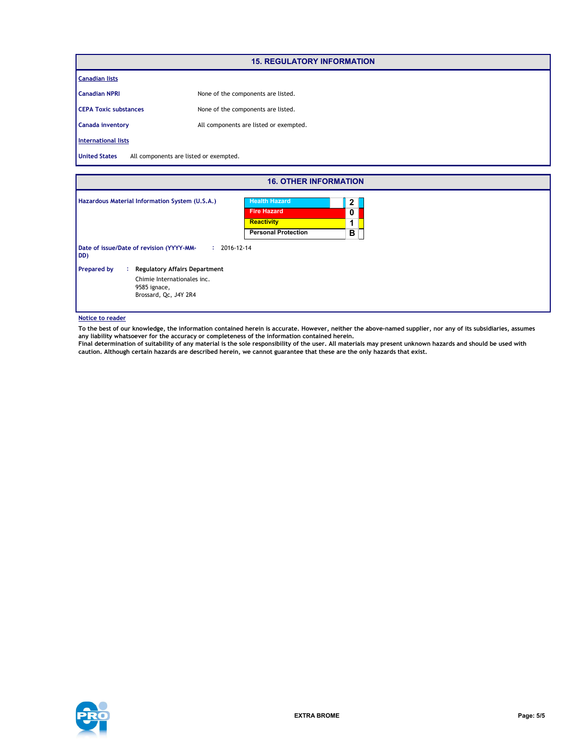## 15. REGULATORY INFORMATION

**Canadian lists**

| | |
|---|---|
| **Canadian NPRI** | None of the components are listed. |
| **CEPA Toxic substances** | None of the components are listed. |
| **Canada inventory** | All components are listed or exempted. |

**International lists**

**United States** All components are listed or exempted.

## 16. OTHER INFORMATION

**Hazardous Material Information System (U.S.A.)**

| | |
|---|---|
| Health Hazard | 2 |
| Fire Hazard | 0 |
| Reactivity | 1 |
| Personal Protection | B |

**Date of issue/Date of revision (YYYY-MM-DD)** : 2016-12-14

**Prepared by** : **Regulatory Affairs Department**
Chimie Internationales inc.
9585 ignace,
Brossard, Qc, J4Y 2R4

**Notice to reader**

**To the best of our knowledge, the information contained herein is accurate. However, neither the above-named supplier, nor any of its subsidiaries, assumes any liability whatsoever for the accuracy or completeness of the information contained herein.**
**Final determination of suitability of any material is the sole responsibility of the user. All materials may present unknown hazards and should be used with caution. Although certain hazards are described herein, we cannot guarantee that these are the only hazards that exist.**